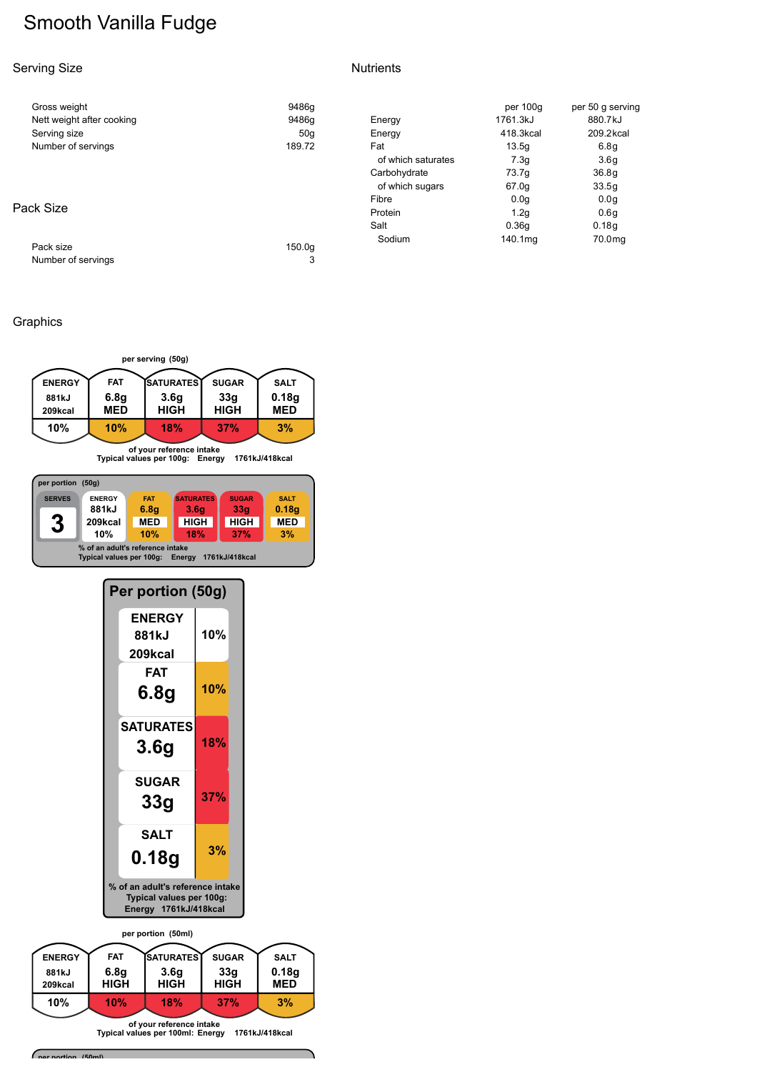# Smooth Vanilla Fudge

## Serving Size

| | |
|---|---|
| Gross weight | 9486g |
| Nett weight after cooking | 9486g |
| Serving size | 50g |
| Number of servings | 189.72 |

## Pack Size

| | |
|---|---|
| Pack size | 150.0g |
| Number of servings | 3 |

## Nutrients

| | per 100g | per 50 g serving |
|---|---|---|
| Energy | 1761.3kJ | 880.7kJ |
| Energy | 418.3kcal | 209.2kcal |
| Fat | 13.5g | 6.8g |
| of which saturates | 7.3g | 3.6g |
| Carbohydrate | 73.7g | 36.8g |
| of which sugars | 67.0g | 33.5g |
| Fibre | 0.0g | 0.0g |
| Protein | 1.2g | 0.6g |
| Salt | 0.36g | 0.18g |
| Sodium | 140.1mg | 70.0mg |

## Graphics

per serving (50g)

| ENERGY | FAT | SATURATES | SUGAR | SALT |
|---|---|---|---|---|
| 881kJ 209kcal | 6.8g MED | 3.6g HIGH | 33g HIGH | 0.18g MED |
| 10% | 10% | 18% | 37% | 3% |

of your reference intake
Typical values per 100g: Energy 1761kJ/418kcal

per portion (50g)

| SERVES | ENERGY | FAT | SATURATES | SUGAR | SALT |
|---|---|---|---|---|---|
| 3 | 881kJ 209kcal | 6.8g MED | 3.6g HIGH | 33g HIGH | 0.18g MED |
| | 10% | 10% | 18% | 37% | 3% |

% of an adult's reference intake
Typical values per 100g: Energy 1761kJ/418kcal

Per portion (50g)

| | |
|---|---|
| ENERGY 881kJ 209kcal | 10% |
| FAT 6.8g | 10% |
| SATURATES 3.6g | 18% |
| SUGAR 33g | 37% |
| SALT 0.18g | 3% |

% of an adult's reference intake
Typical values per 100g:
Energy 1761kJ/418kcal

per portion (50ml)

| ENERGY | FAT | SATURATES | SUGAR | SALT |
|---|---|---|---|---|
| 881kJ 209kcal | 6.8g HIGH | 3.6g HIGH | 33g HIGH | 0.18g MED |
| 10% | 10% | 18% | 37% | 3% |

of your reference intake
Typical values per 100ml: Energy 1761kJ/418kcal

per portion (50ml)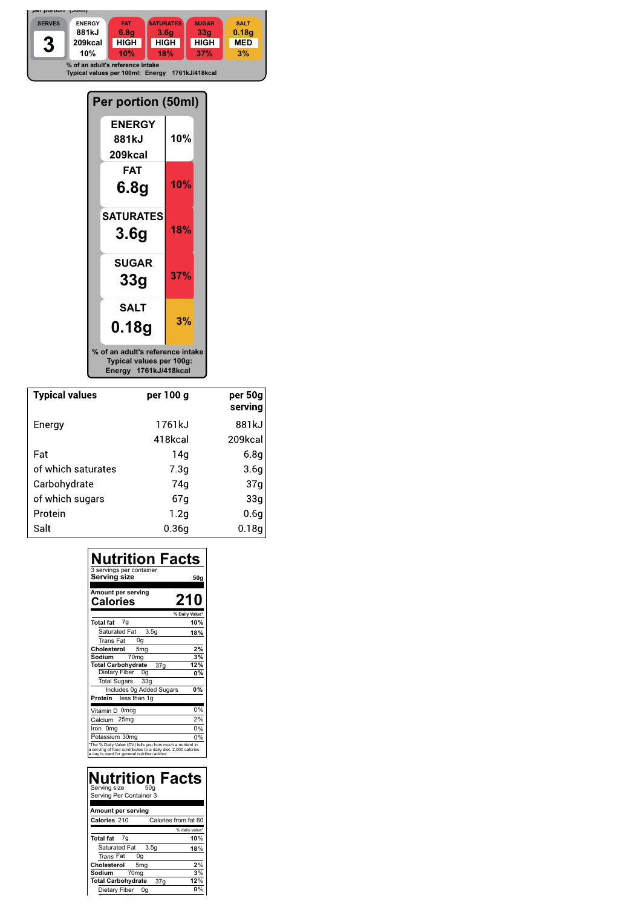per portion (50ml)

| SERVES | ENERGY | FAT | SATURATES | SUGAR | SALT |
|---|---|---|---|---|---|
| 3 | 881kJ 209kcal 10% | 6.8g HIGH 10% | 3.6g HIGH 18% | 33g HIGH 37% | 0.18g MED 3% |

% of an adult's reference intake
Typical values per 100ml: Energy 1761kJ/418kcal

**Per portion (50ml)**

| | |
|---|---|
| ENERGY 881kJ 209kcal | 10% |
| FAT 6.8g | 10% |
| SATURATES 3.6g | 18% |
| SUGAR 33g | 37% |
| SALT 0.18g | 3% |

% of an adult's reference intake
Typical values per 100g:
Energy 1761kJ/418kcal

| Typical values | per 100 g | per 50g serving |
|---|---|---|
| Energy | 1761kJ | 881kJ |
| | 418kcal | 209kcal |
| Fat | 14g | 6.8g |
| of which saturates | 7.3g | 3.6g |
| Carbohydrate | 74g | 37g |
| of which sugars | 67g | 33g |
| Protein | 1.2g | 0.6g |
| Salt | 0.36g | 0.18g |

**Nutrition Facts**

3 servings per container
**Serving size** 50g

**Amount per serving**
**Calories** 210

| | % Daily Value* |
|---|---|
| **Total fat** 7g | 10% |
| Saturated Fat 3.5g | 18% |
| Trans Fat 0g | |
| **Cholesterol** 5mg | 2% |
| **Sodium** 70mg | 3% |
| **Total Carbohydrate** 37g | 12% |
| Dietary Fiber 0g | 0% |
| Total Sugars 33g | |
| Includes 0g Added Sugars | 0% |
| **Protein** less than 1g | |
| Vitamin D 0mcg | 0% |
| Calcium 25mg | 2% |
| Iron 0mg | 0% |
| Potassium 30mg | 0% |

*The % Daily Value (DV) tells you how much a nutrient in a serving of food contributes to a daily diet. 2,000 calories a day is used for general nutrition advice.

**Nutrition Facts**

Serving size 50g
Serving Per Container 3

**Amount per serving**
**Calories** 210 Calories from fat 60

| | % daily value* |
|---|---|
| **Total fat** 7g | 10% |
| Saturated Fat 3.5g | 18% |
| *Trans* Fat 0g | |
| **Cholesterol** 5mg | 2% |
| **Sodium** 70mg | 3% |
| **Total Carbohydrate** 37g | 12% |
| Dietary Fiber 0g | 0% |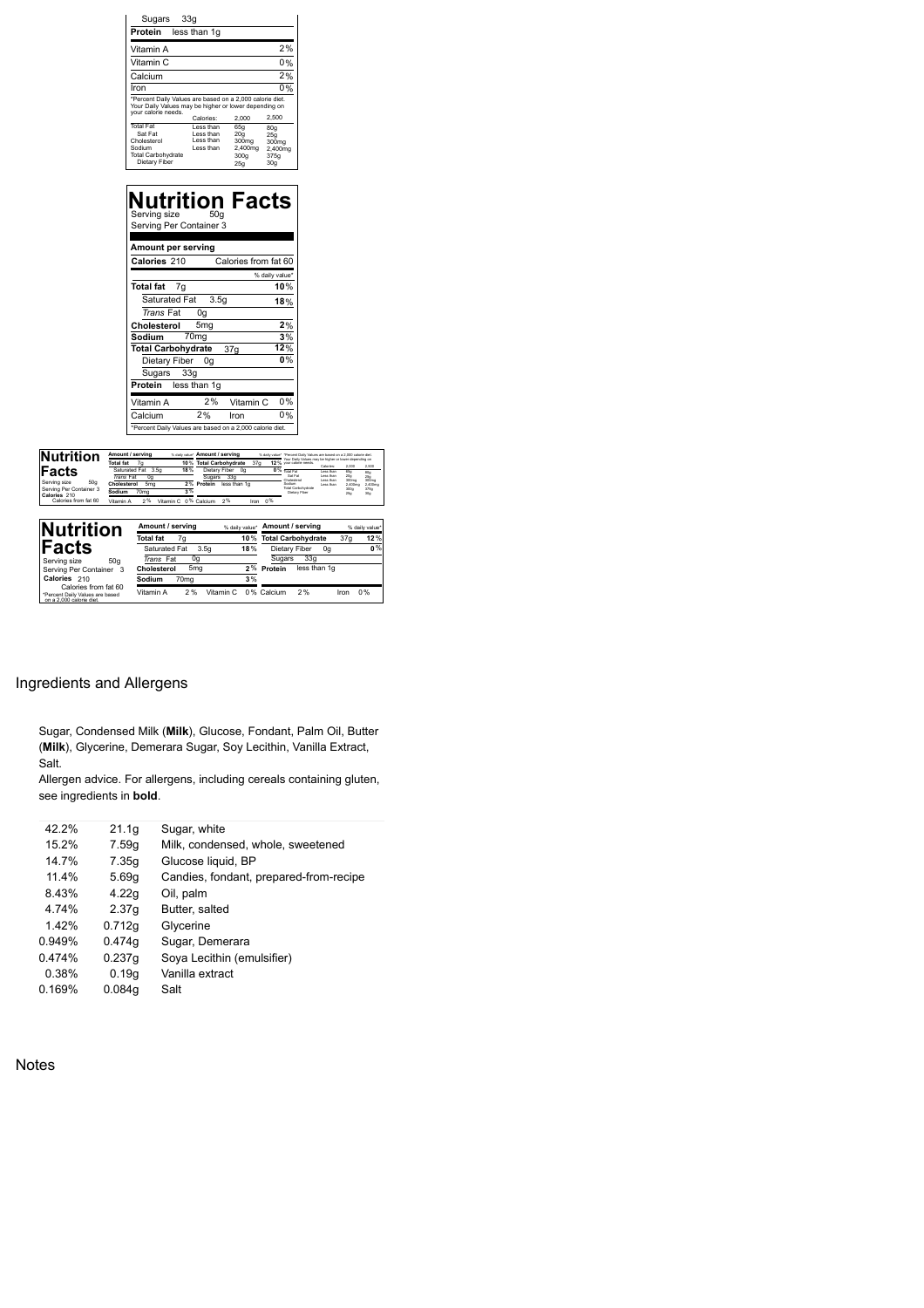| | | |
|---|---|---|
| Sugars 33g | | |
| **Protein** less than 1g | | |
| Vitamin A | | 2% |
| Vitamin C | | 0% |
| Calcium | | 2% |
| Iron | | 0% |

*Percent Daily Values are based on a 2,000 calorie diet. Your Daily Values may be higher or lower depending on your calorie needs.

| | | Calories: | 2,000 | 2,500 |
|---|---|---|---|---|
| Total Fat | Less than | | 65g | 80g |
| Sat Fat | Less than | | 20g | 25g |
| Cholesterol | Less than | | 300mg | 300mg |
| Sodium | Less than | | 2,400mg | 2,400mg |
| Total Carbohydrate | | | 300g | 375g |
| Dietary Fiber | | | 25g | 30g |

# Nutrition Facts

Serving size 50g
Serving Per Container 3

**Amount per serving**

| | |
|---|---|
| **Calories** 210 | Calories from fat 60 |
| | % daily value* |
| **Total fat** 7g | **10**% |
| Saturated Fat 3.5g | **18**% |
| *Trans* Fat 0g | |
| **Cholesterol** 5mg | **2**% |
| **Sodium** 70mg | **3**% |
| **Total Carbohydrate** 37g | **12**% |
| Dietary Fiber 0g | **0**% |
| Sugars 33g | |
| **Protein** less than 1g | |

| | | | |
|---|---|---|---|
| Vitamin A | 2% | Vitamin C | 0% |
| Calcium | 2% | Iron | 0% |

*Percent Daily Values are based on a 2,000 calorie diet.

# Nutrition Facts

Serving size 50g
Serving Per Container 3
Calories 210
Calories from fat 60

| Amount / serving | % daily value* | Amount / serving | % daily value* |
|---|---|---|---|
| **Total fat** 7g | **10**% | **Total Carbohydrate** 37g | **12**% |
| Saturated Fat 3.5g | **18**% | Dietary Fiber 0g | **0**% |
| *Trans* Fat 0g | | Sugars 33g | |
| **Cholesterol** 5mg | **2**% | **Protein** less than 1g | |
| **Sodium** 70mg | **3**% | | |

Vitamin A 2% Vitamin C 0% Calcium 2% Iron 0%

*Percent Daily Values are based on a 2,000 calorie diet. Your Daily Values may be higher or lower depending on your calorie needs.

| | | Calories: | 2,000 | 2,500 |
|---|---|---|---|---|
| Total Fat | Less than | | 65g | 80g |
| Sat Fat | Less than | | 20g | 25g |
| Cholesterol | Less than | | 300mg | 300mg |
| Sodium | Less than | | 2,400mg | 2,400mg |
| Total Carbohydrate | | | 300g | 375g |
| Dietary Fiber | | | 25g | 30g |

# Nutrition Facts

Serving size 50g
Serving Per Container 3
**Calories** 210
Calories from fat 60
*Percent Daily Values are based on a 2,000 calorie diet.

| Amount / serving | % daily value* | Amount / serving | % daily value* |
|---|---|---|---|
| **Total fat** 7g | **10**% | **Total Carbohydrate** 37g | **12**% |
| Saturated Fat 3.5g | **18**% | Dietary Fiber 0g | **0**% |
| *Trans* Fat 0g | | Sugars 33g | |
| **Cholesterol** 5mg | **2**% | **Protein** less than 1g | |
| **Sodium** 70mg | **3**% | | |

Vitamin A 2% Vitamin C 0% Calcium 2% Iron 0%

## Ingredients and Allergens

Sugar, Condensed Milk (**Milk**), Glucose, Fondant, Palm Oil, Butter (**Milk**), Glycerine, Demerara Sugar, Soy Lecithin, Vanilla Extract, Salt.

Allergen advice. For allergens, including cereals containing gluten, see ingredients in **bold**.

| | | |
|---|---|---|
| 42.2% | 21.1g | Sugar, white |
| 15.2% | 7.59g | Milk, condensed, whole, sweetened |
| 14.7% | 7.35g | Glucose liquid, BP |
| 11.4% | 5.69g | Candies, fondant, prepared-from-recipe |
| 8.43% | 4.22g | Oil, palm |
| 4.74% | 2.37g | Butter, salted |
| 1.42% | 0.712g | Glycerine |
| 0.949% | 0.474g | Sugar, Demerara |
| 0.474% | 0.237g | Soya Lecithin (emulsifier) |
| 0.38% | 0.19g | Vanilla extract |
| 0.169% | 0.084g | Salt |

## Notes